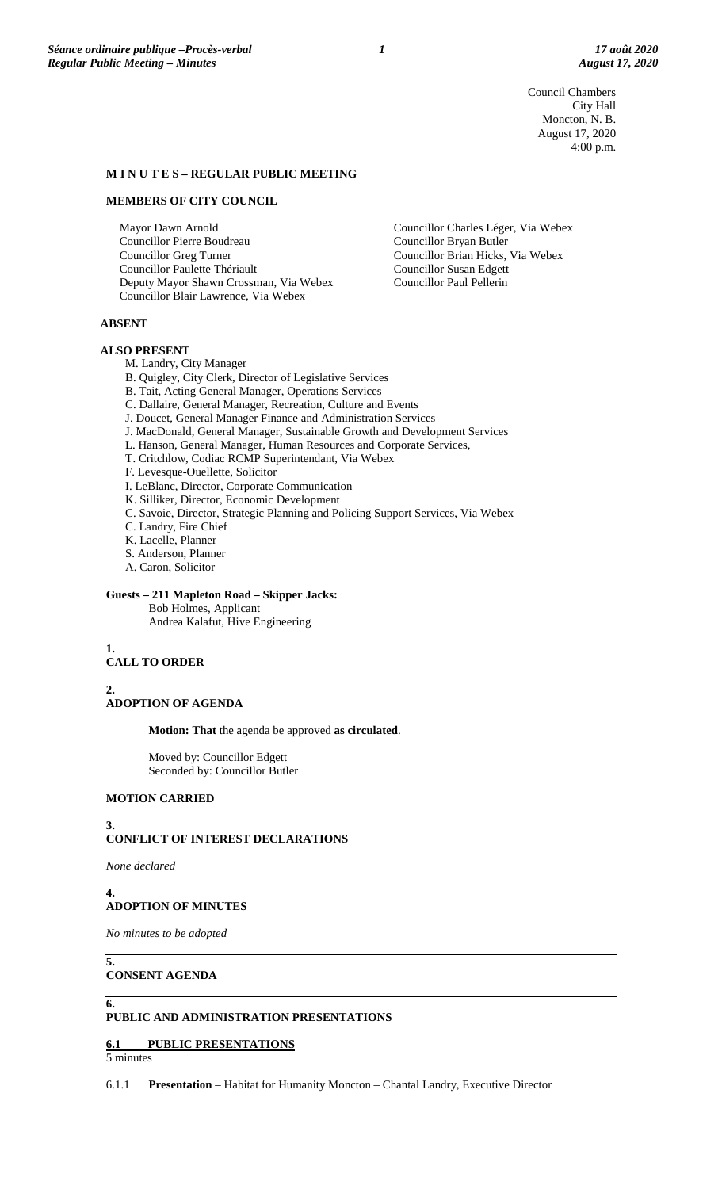Council Chambers
City Hall
Moncton, N. B.
August 17, 2020
4:00 p.m.

**M I N U T E S – REGULAR PUBLIC MEETING**

**MEMBERS OF CITY COUNCIL**

Mayor Dawn Arnold
Councillor Pierre Boudreau
Councillor Greg Turner
Councillor Paulette Thériault
Deputy Mayor Shawn Crossman, Via Webex
Councillor Blair Lawrence, Via Webex
Councillor Charles Léger, Via Webex
Councillor Bryan Butler
Councillor Brian Hicks, Via Webex
Councillor Susan Edgett
Councillor Paul Pellerin

**ABSENT**

**ALSO PRESENT**

M. Landry, City Manager
B. Quigley, City Clerk, Director of Legislative Services
B. Tait, Acting General Manager, Operations Services
C. Dallaire, General Manager, Recreation, Culture and Events
J. Doucet, General Manager Finance and Administration Services
J. MacDonald, General Manager, Sustainable Growth and Development Services
L. Hanson, General Manager, Human Resources and Corporate Services,
T. Critchlow, Codiac RCMP Superintendant, Via Webex
F. Levesque-Ouellette, Solicitor
I. LeBlanc, Director, Corporate Communication
K. Silliker, Director, Economic Development
C. Savoie, Director, Strategic Planning and Policing Support Services, Via Webex
C. Landry, Fire Chief
K. Lacelle, Planner
S. Anderson, Planner
A. Caron, Solicitor

**Guests – 211 Mapleton Road – Skipper Jacks:**
Bob Holmes, Applicant
Andrea Kalafut, Hive Engineering

**1.**
**CALL TO ORDER**

**2.**
**ADOPTION OF AGENDA**

**Motion: That** the agenda be approved **as circulated**.

Moved by: Councillor Edgett
Seconded by: Councillor Butler

**MOTION CARRIED**

**3.**
**CONFLICT OF INTEREST DECLARATIONS**

*None declared*

**4.**
**ADOPTION OF MINUTES**

*No minutes to be adopted*

**5.**
**CONSENT AGENDA**

**6.**
**PUBLIC AND ADMINISTRATION PRESENTATIONS**

**6.1 PUBLIC PRESENTATIONS**
5 minutes

6.1.1 **Presentation** – Habitat for Humanity Moncton – Chantal Landry, Executive Director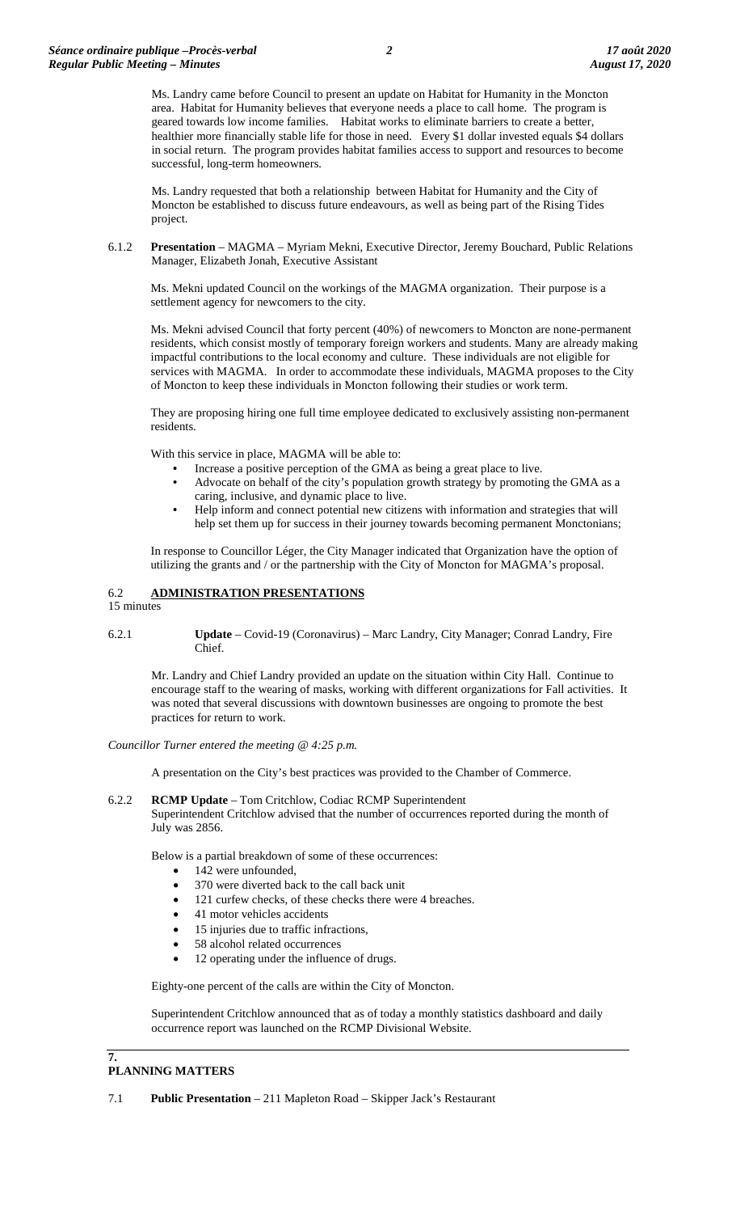Ms. Landry came before Council to present an update on Habitat for Humanity in the Moncton area. Habitat for Humanity believes that everyone needs a place to call home. The program is geared towards low income families. Habitat works to eliminate barriers to create a better, healthier more financially stable life for those in need. Every $1 dollar invested equals $4 dollars in social return. The program provides habitat families access to support and resources to become successful, long-term homeowners.

Ms. Landry requested that both a relationship between Habitat for Humanity and the City of Moncton be established to discuss future endeavours, as well as being part of the Rising Tides project.

6.1.2 **Presentation** – MAGMA – Myriam Mekni, Executive Director, Jeremy Bouchard, Public Relations Manager, Elizabeth Jonah, Executive Assistant

Ms. Mekni updated Council on the workings of the MAGMA organization. Their purpose is a settlement agency for newcomers to the city.

Ms. Mekni advised Council that forty percent (40%) of newcomers to Moncton are none-permanent residents, which consist mostly of temporary foreign workers and students. Many are already making impactful contributions to the local economy and culture. These individuals are not eligible for services with MAGMA. In order to accommodate these individuals, MAGMA proposes to the City of Moncton to keep these individuals in Moncton following their studies or work term.

They are proposing hiring one full time employee dedicated to exclusively assisting non-permanent residents.

With this service in place, MAGMA will be able to:

- Increase a positive perception of the GMA as being a great place to live.
- Advocate on behalf of the city's population growth strategy by promoting the GMA as a caring, inclusive, and dynamic place to live.
- Help inform and connect potential new citizens with information and strategies that will help set them up for success in their journey towards becoming permanent Monctonians;

In response to Councillor Léger, the City Manager indicated that Organization have the option of utilizing the grants and / or the partnership with the City of Moncton for MAGMA's proposal.

## 6.2 **ADMINISTRATION PRESENTATIONS**

15 minutes

6.2.1 **Update** – Covid-19 (Coronavirus) – Marc Landry, City Manager; Conrad Landry, Fire Chief.

Mr. Landry and Chief Landry provided an update on the situation within City Hall. Continue to encourage staff to the wearing of masks, working with different organizations for Fall activities. It was noted that several discussions with downtown businesses are ongoing to promote the best practices for return to work.

*Councillor Turner entered the meeting @ 4:25 p.m.*

A presentation on the City's best practices was provided to the Chamber of Commerce.

6.2.2 **RCMP Update** – Tom Critchlow, Codiac RCMP Superintendent

Superintendent Critchlow advised that the number of occurrences reported during the month of July was 2856.

Below is a partial breakdown of some of these occurrences:

- 142 were unfounded,
- 370 were diverted back to the call back unit
- 121 curfew checks, of these checks there were 4 breaches.
- 41 motor vehicles accidents
- 15 injuries due to traffic infractions,
- 58 alcohol related occurrences
- 12 operating under the influence of drugs.

Eighty-one percent of the calls are within the City of Moncton.

Superintendent Critchlow announced that as of today a monthly statistics dashboard and daily occurrence report was launched on the RCMP Divisional Website.

## 7. PLANNING MATTERS

7.1 **Public Presentation** – 211 Mapleton Road – Skipper Jack's Restaurant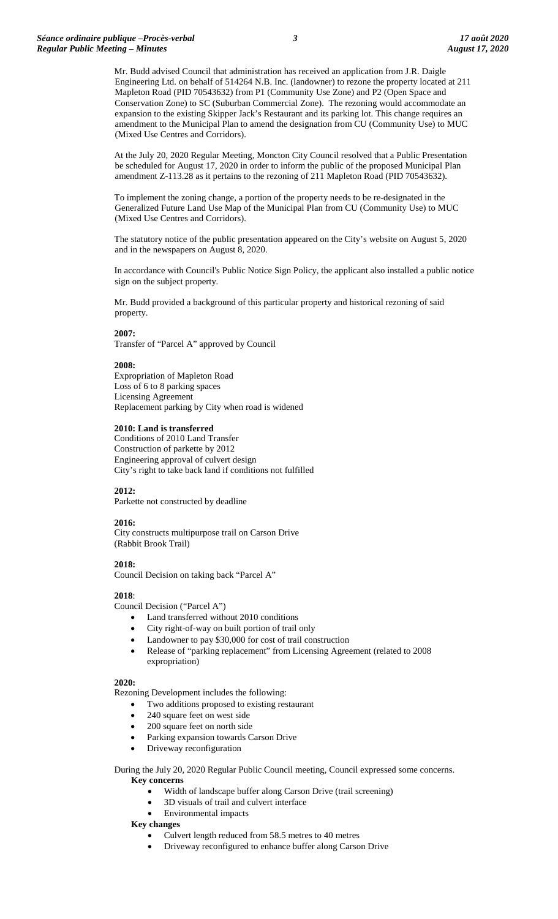Mr. Budd advised Council that administration has received an application from J.R. Daigle Engineering Ltd. on behalf of 514264 N.B. Inc. (landowner) to rezone the property located at 211 Mapleton Road (PID 70543632) from P1 (Community Use Zone) and P2 (Open Space and Conservation Zone) to SC (Suburban Commercial Zone). The rezoning would accommodate an expansion to the existing Skipper Jack's Restaurant and its parking lot. This change requires an amendment to the Municipal Plan to amend the designation from CU (Community Use) to MUC (Mixed Use Centres and Corridors).

At the July 20, 2020 Regular Meeting, Moncton City Council resolved that a Public Presentation be scheduled for August 17, 2020 in order to inform the public of the proposed Municipal Plan amendment Z-113.28 as it pertains to the rezoning of 211 Mapleton Road (PID 70543632).

To implement the zoning change, a portion of the property needs to be re-designated in the Generalized Future Land Use Map of the Municipal Plan from CU (Community Use) to MUC (Mixed Use Centres and Corridors).

The statutory notice of the public presentation appeared on the City's website on August 5, 2020 and in the newspapers on August 8, 2020.

In accordance with Council's Public Notice Sign Policy, the applicant also installed a public notice sign on the subject property.

Mr. Budd provided a background of this particular property and historical rezoning of said property.

**2007:**
Transfer of "Parcel A" approved by Council

**2008:**
Expropriation of Mapleton Road
Loss of 6 to 8 parking spaces
Licensing Agreement
Replacement parking by City when road is widened

**2010: Land is transferred**
Conditions of 2010 Land Transfer
Construction of parkette by 2012
Engineering approval of culvert design
City's right to take back land if conditions not fulfilled

**2012:**
Parkette not constructed by deadline

**2016:**
City constructs multipurpose trail on Carson Drive
(Rabbit Brook Trail)

**2018:**
Council Decision on taking back "Parcel A"

**2018**:
Council Decision ("Parcel A")

- Land transferred without 2010 conditions
- City right-of-way on built portion of trail only
- Landowner to pay $30,000 for cost of trail construction
- Release of "parking replacement" from Licensing Agreement (related to 2008 expropriation)

**2020:**
Rezoning Development includes the following:

- Two additions proposed to existing restaurant
- 240 square feet on west side
- 200 square feet on north side
- Parking expansion towards Carson Drive
- Driveway reconfiguration

During the July 20, 2020 Regular Public Council meeting, Council expressed some concerns.

**Key concerns**

- Width of landscape buffer along Carson Drive (trail screening)
- 3D visuals of trail and culvert interface
- Environmental impacts

**Key changes**

- Culvert length reduced from 58.5 metres to 40 metres
- Driveway reconfigured to enhance buffer along Carson Drive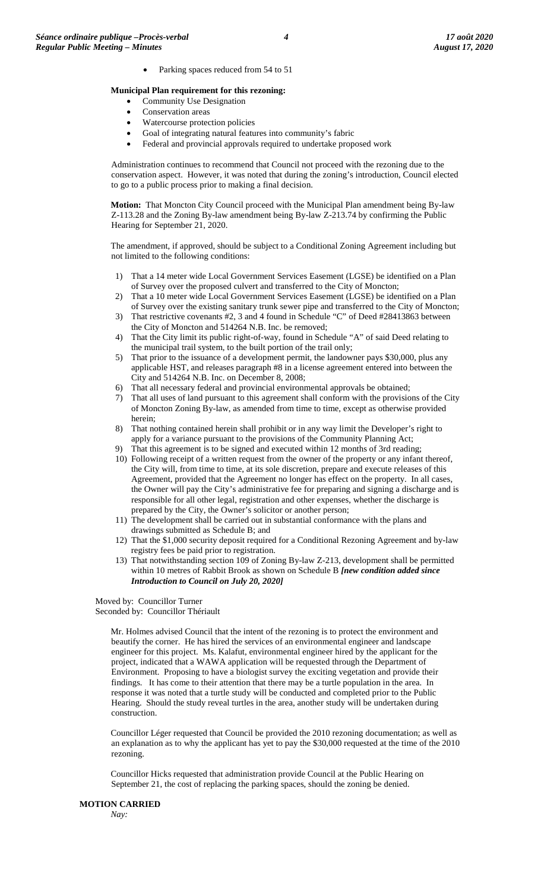- Parking spaces reduced from 54 to 51

**Municipal Plan requirement for this rezoning:**

- Community Use Designation
- Conservation areas
- Watercourse protection policies
- Goal of integrating natural features into community's fabric
- Federal and provincial approvals required to undertake proposed work

Administration continues to recommend that Council not proceed with the rezoning due to the conservation aspect. However, it was noted that during the zoning's introduction, Council elected to go to a public process prior to making a final decision.

**Motion:** That Moncton City Council proceed with the Municipal Plan amendment being By-law Z-113.28 and the Zoning By-law amendment being By-law Z-213.74 by confirming the Public Hearing for September 21, 2020.

The amendment, if approved, should be subject to a Conditional Zoning Agreement including but not limited to the following conditions:

1) That a 14 meter wide Local Government Services Easement (LGSE) be identified on a Plan of Survey over the proposed culvert and transferred to the City of Moncton;
2) That a 10 meter wide Local Government Services Easement (LGSE) be identified on a Plan of Survey over the existing sanitary trunk sewer pipe and transferred to the City of Moncton;
3) That restrictive covenants #2, 3 and 4 found in Schedule "C" of Deed #28413863 between the City of Moncton and 514264 N.B. Inc. be removed;
4) That the City limit its public right-of-way, found in Schedule "A" of said Deed relating to the municipal trail system, to the built portion of the trail only;
5) That prior to the issuance of a development permit, the landowner pays $30,000, plus any applicable HST, and releases paragraph #8 in a license agreement entered into between the City and 514264 N.B. Inc. on December 8, 2008;
6) That all necessary federal and provincial environmental approvals be obtained;
7) That all uses of land pursuant to this agreement shall conform with the provisions of the City of Moncton Zoning By-law, as amended from time to time, except as otherwise provided herein;
8) That nothing contained herein shall prohibit or in any way limit the Developer's right to apply for a variance pursuant to the provisions of the Community Planning Act;
9) That this agreement is to be signed and executed within 12 months of 3rd reading;
10) Following receipt of a written request from the owner of the property or any infant thereof, the City will, from time to time, at its sole discretion, prepare and execute releases of this Agreement, provided that the Agreement no longer has effect on the property. In all cases, the Owner will pay the City's administrative fee for preparing and signing a discharge and is responsible for all other legal, registration and other expenses, whether the discharge is prepared by the City, the Owner's solicitor or another person;
11) The development shall be carried out in substantial conformance with the plans and drawings submitted as Schedule B; and
12) That the $1,000 security deposit required for a Conditional Rezoning Agreement and by-law registry fees be paid prior to registration.
13) That notwithstanding section 109 of Zoning By-law Z-213, development shall be permitted within 10 metres of Rabbit Brook as shown on Schedule B ***[new condition added since Introduction to Council on July 20, 2020]***

Moved by: Councillor Turner
Seconded by: Councillor Thériault

Mr. Holmes advised Council that the intent of the rezoning is to protect the environment and beautify the corner. He has hired the services of an environmental engineer and landscape engineer for this project. Ms. Kalafut, environmental engineer hired by the applicant for the project, indicated that a WAWA application will be requested through the Department of Environment. Proposing to have a biologist survey the exciting vegetation and provide their findings. It has come to their attention that there may be a turtle population in the area. In response it was noted that a turtle study will be conducted and completed prior to the Public Hearing. Should the study reveal turtles in the area, another study will be undertaken during construction.

Councillor Léger requested that Council be provided the 2010 rezoning documentation; as well as an explanation as to why the applicant has yet to pay the $30,000 requested at the time of the 2010 rezoning.

Councillor Hicks requested that administration provide Council at the Public Hearing on September 21, the cost of replacing the parking spaces, should the zoning be denied.

**MOTION CARRIED**

*Nay:*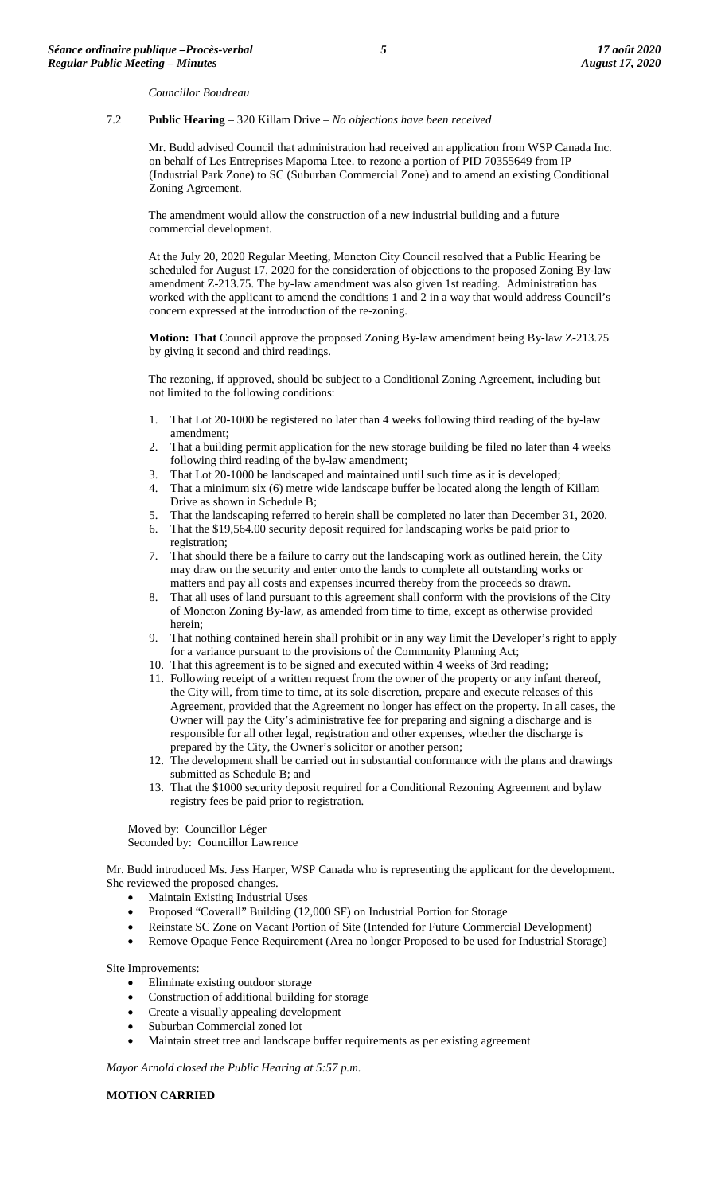*Councillor Boudreau*

7.2 **Public Hearing** – 320 Killam Drive – *No objections have been received*

Mr. Budd advised Council that administration had received an application from WSP Canada Inc. on behalf of Les Entreprises Mapoma Ltee. to rezone a portion of PID 70355649 from IP (Industrial Park Zone) to SC (Suburban Commercial Zone) and to amend an existing Conditional Zoning Agreement.

The amendment would allow the construction of a new industrial building and a future commercial development.

At the July 20, 2020 Regular Meeting, Moncton City Council resolved that a Public Hearing be scheduled for August 17, 2020 for the consideration of objections to the proposed Zoning By-law amendment Z-213.75. The by-law amendment was also given 1st reading. Administration has worked with the applicant to amend the conditions 1 and 2 in a way that would address Council's concern expressed at the introduction of the re-zoning.

**Motion: That** Council approve the proposed Zoning By-law amendment being By-law Z-213.75 by giving it second and third readings.

The rezoning, if approved, should be subject to a Conditional Zoning Agreement, including but not limited to the following conditions:

1. That Lot 20-1000 be registered no later than 4 weeks following third reading of the by-law amendment;
2. That a building permit application for the new storage building be filed no later than 4 weeks following third reading of the by-law amendment;
3. That Lot 20-1000 be landscaped and maintained until such time as it is developed;
4. That a minimum six (6) metre wide landscape buffer be located along the length of Killam Drive as shown in Schedule B;
5. That the landscaping referred to herein shall be completed no later than December 31, 2020.
6. That the $19,564.00 security deposit required for landscaping works be paid prior to registration;
7. That should there be a failure to carry out the landscaping work as outlined herein, the City may draw on the security and enter onto the lands to complete all outstanding works or matters and pay all costs and expenses incurred thereby from the proceeds so drawn.
8. That all uses of land pursuant to this agreement shall conform with the provisions of the City of Moncton Zoning By-law, as amended from time to time, except as otherwise provided herein;
9. That nothing contained herein shall prohibit or in any way limit the Developer's right to apply for a variance pursuant to the provisions of the Community Planning Act;
10. That this agreement is to be signed and executed within 4 weeks of 3rd reading;
11. Following receipt of a written request from the owner of the property or any infant thereof, the City will, from time to time, at its sole discretion, prepare and execute releases of this Agreement, provided that the Agreement no longer has effect on the property. In all cases, the Owner will pay the City's administrative fee for preparing and signing a discharge and is responsible for all other legal, registration and other expenses, whether the discharge is prepared by the City, the Owner's solicitor or another person;
12. The development shall be carried out in substantial conformance with the plans and drawings submitted as Schedule B; and
13. That the $1000 security deposit required for a Conditional Rezoning Agreement and bylaw registry fees be paid prior to registration.

Moved by: Councillor Léger
Seconded by: Councillor Lawrence

Mr. Budd introduced Ms. Jess Harper, WSP Canada who is representing the applicant for the development. She reviewed the proposed changes.

- Maintain Existing Industrial Uses
- Proposed "Coverall" Building (12,000 SF) on Industrial Portion for Storage
- Reinstate SC Zone on Vacant Portion of Site (Intended for Future Commercial Development)
- Remove Opaque Fence Requirement (Area no longer Proposed to be used for Industrial Storage)

Site Improvements:

- Eliminate existing outdoor storage
- Construction of additional building for storage
- Create a visually appealing development
- Suburban Commercial zoned lot
- Maintain street tree and landscape buffer requirements as per existing agreement

*Mayor Arnold closed the Public Hearing at 5:57 p.m.*

**MOTION CARRIED**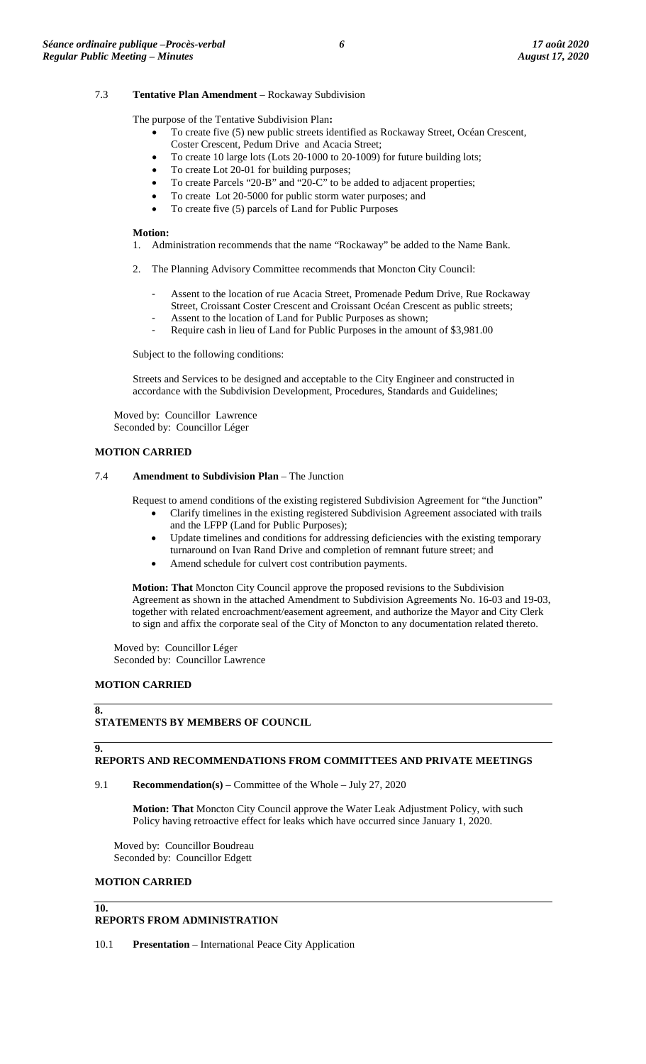7.3 **Tentative Plan Amendment** – Rockaway Subdivision

The purpose of the Tentative Subdivision Plan**:**

- To create five (5) new public streets identified as Rockaway Street, Océan Crescent, Coster Crescent, Pedum Drive and Acacia Street;
- To create 10 large lots (Lots 20-1000 to 20-1009) for future building lots;
- To create Lot 20-01 for building purposes;
- To create Parcels "20-B" and "20-C" to be added to adjacent properties;
- To create Lot 20-5000 for public storm water purposes; and
- To create five (5) parcels of Land for Public Purposes

**Motion:**

1. Administration recommends that the name "Rockaway" be added to the Name Bank.

2. The Planning Advisory Committee recommends that Moncton City Council:

   - Assent to the location of rue Acacia Street, Promenade Pedum Drive, Rue Rockaway Street, Croissant Coster Crescent and Croissant Océan Crescent as public streets;
   - Assent to the location of Land for Public Purposes as shown;
   - Require cash in lieu of Land for Public Purposes in the amount of $3,981.00

Subject to the following conditions:

Streets and Services to be designed and acceptable to the City Engineer and constructed in accordance with the Subdivision Development, Procedures, Standards and Guidelines;

Moved by: Councillor Lawrence
Seconded by: Councillor Léger

**MOTION CARRIED**

7.4 **Amendment to Subdivision Plan** – The Junction

Request to amend conditions of the existing registered Subdivision Agreement for "the Junction"

- Clarify timelines in the existing registered Subdivision Agreement associated with trails and the LFPP (Land for Public Purposes);
- Update timelines and conditions for addressing deficiencies with the existing temporary turnaround on Ivan Rand Drive and completion of remnant future street; and
- Amend schedule for culvert cost contribution payments.

**Motion: That** Moncton City Council approve the proposed revisions to the Subdivision Agreement as shown in the attached Amendment to Subdivision Agreements No. 16-03 and 19-03, together with related encroachment/easement agreement, and authorize the Mayor and City Clerk to sign and affix the corporate seal of the City of Moncton to any documentation related thereto.

Moved by: Councillor Léger
Seconded by: Councillor Lawrence

**MOTION CARRIED**

## 8. STATEMENTS BY MEMBERS OF COUNCIL

## 9. REPORTS AND RECOMMENDATIONS FROM COMMITTEES AND PRIVATE MEETINGS

9.1 **Recommendation(s)** – Committee of the Whole – July 27, 2020

**Motion: That** Moncton City Council approve the Water Leak Adjustment Policy, with such Policy having retroactive effect for leaks which have occurred since January 1, 2020.

Moved by: Councillor Boudreau
Seconded by: Councillor Edgett

**MOTION CARRIED**

## 10. REPORTS FROM ADMINISTRATION

10.1 **Presentation** – International Peace City Application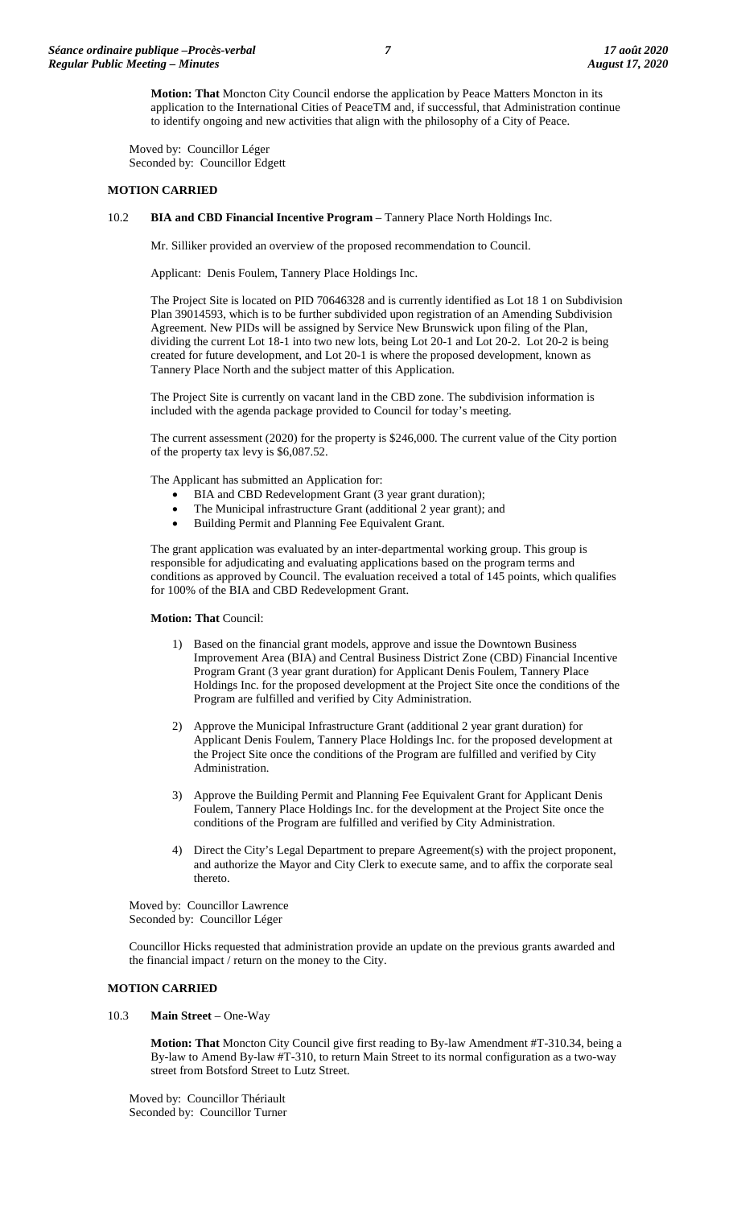**Motion: That** Moncton City Council endorse the application by Peace Matters Moncton in its application to the International Cities of PeaceTM and, if successful, that Administration continue to identify ongoing and new activities that align with the philosophy of a City of Peace.

Moved by: Councillor Léger
Seconded by: Councillor Edgett

**MOTION CARRIED**

10.2 **BIA and CBD Financial Incentive Program** – Tannery Place North Holdings Inc.

Mr. Silliker provided an overview of the proposed recommendation to Council.

Applicant: Denis Foulem, Tannery Place Holdings Inc.

The Project Site is located on PID 70646328 and is currently identified as Lot 18 1 on Subdivision Plan 39014593, which is to be further subdivided upon registration of an Amending Subdivision Agreement. New PIDs will be assigned by Service New Brunswick upon filing of the Plan, dividing the current Lot 18-1 into two new lots, being Lot 20-1 and Lot 20-2. Lot 20-2 is being created for future development, and Lot 20-1 is where the proposed development, known as Tannery Place North and the subject matter of this Application.

The Project Site is currently on vacant land in the CBD zone. The subdivision information is included with the agenda package provided to Council for today's meeting.

The current assessment (2020) for the property is $246,000. The current value of the City portion of the property tax levy is $6,087.52.

The Applicant has submitted an Application for:

- BIA and CBD Redevelopment Grant (3 year grant duration);
- The Municipal infrastructure Grant (additional 2 year grant); and
- Building Permit and Planning Fee Equivalent Grant.

The grant application was evaluated by an inter-departmental working group. This group is responsible for adjudicating and evaluating applications based on the program terms and conditions as approved by Council. The evaluation received a total of 145 points, which qualifies for 100% of the BIA and CBD Redevelopment Grant.

**Motion: That** Council:

1) Based on the financial grant models, approve and issue the Downtown Business Improvement Area (BIA) and Central Business District Zone (CBD) Financial Incentive Program Grant (3 year grant duration) for Applicant Denis Foulem, Tannery Place Holdings Inc. for the proposed development at the Project Site once the conditions of the Program are fulfilled and verified by City Administration.

2) Approve the Municipal Infrastructure Grant (additional 2 year grant duration) for Applicant Denis Foulem, Tannery Place Holdings Inc. for the proposed development at the Project Site once the conditions of the Program are fulfilled and verified by City Administration.

3) Approve the Building Permit and Planning Fee Equivalent Grant for Applicant Denis Foulem, Tannery Place Holdings Inc. for the development at the Project Site once the conditions of the Program are fulfilled and verified by City Administration.

4) Direct the City's Legal Department to prepare Agreement(s) with the project proponent, and authorize the Mayor and City Clerk to execute same, and to affix the corporate seal thereto.

Moved by: Councillor Lawrence
Seconded by: Councillor Léger

Councillor Hicks requested that administration provide an update on the previous grants awarded and the financial impact / return on the money to the City.

**MOTION CARRIED**

10.3 **Main Street** – One-Way

**Motion: That** Moncton City Council give first reading to By-law Amendment #T-310.34, being a By-law to Amend By-law #T-310, to return Main Street to its normal configuration as a two-way street from Botsford Street to Lutz Street.

Moved by: Councillor Thériault
Seconded by: Councillor Turner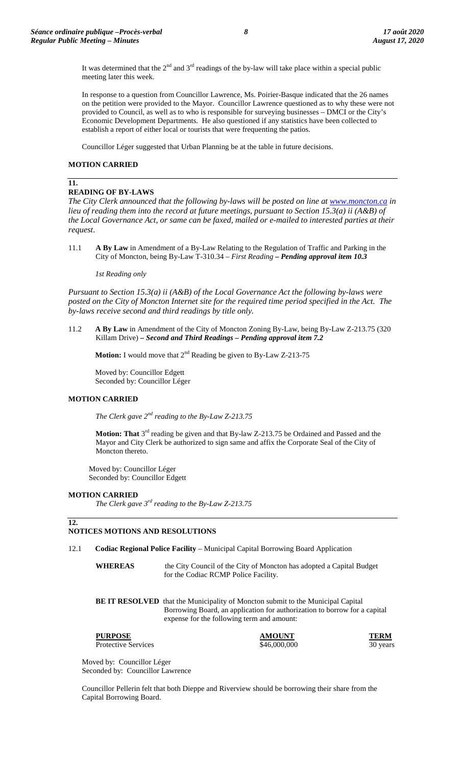It was determined that the 2nd and 3rd readings of the by-law will take place within a special public meeting later this week.

In response to a question from Councillor Lawrence, Ms. Poirier-Basque indicated that the 26 names on the petition were provided to the Mayor. Councillor Lawrence questioned as to why these were not provided to Council, as well as to who is responsible for surveying businesses – DMCI or the City's Economic Development Departments. He also questioned if any statistics have been collected to establish a report of either local or tourists that were frequenting the patios.

Councillor Léger suggested that Urban Planning be at the table in future decisions.

**MOTION CARRIED**

## 11. READING OF BY-LAWS

*The City Clerk announced that the following by-laws will be posted on line at www.moncton.ca in lieu of reading them into the record at future meetings, pursuant to Section 15.3(a) ii (A&B) of the Local Governance Act, or same can be faxed, mailed or e-mailed to interested parties at their request.*

11.1 **A By Law** in Amendment of a By-Law Relating to the Regulation of Traffic and Parking in the City of Moncton, being By-Law T-310.34 – *First Reading* ***– Pending approval item 10.3***

*1st Reading only*

*Pursuant to Section 15.3(a) ii (A&B) of the Local Governance Act the following by-laws were posted on the City of Moncton Internet site for the required time period specified in the Act. The by-laws receive second and third readings by title only.*

11.2 **A By Law** in Amendment of the City of Moncton Zoning By-Law, being By-Law Z-213.75 (320 Killam Drive) ***– Second and Third Readings – Pending approval item 7.2***

**Motion:** I would move that 2nd Reading be given to By-Law Z-213-75

Moved by: Councillor Edgett
Seconded by: Councillor Léger

**MOTION CARRIED**

*The Clerk gave 2nd reading to the By-Law Z-213.75*

**Motion: That** 3rd reading be given and that By-law Z-213.75 be Ordained and Passed and the Mayor and City Clerk be authorized to sign same and affix the Corporate Seal of the City of Moncton thereto.

Moved by: Councillor Léger
Seconded by: Councillor Edgett

**MOTION CARRIED**

*The Clerk gave 3rd reading to the By-Law Z-213.75*

## 12. NOTICES MOTIONS AND RESOLUTIONS

12.1 **Codiac Regional Police Facility** – Municipal Capital Borrowing Board Application

**WHEREAS** the City Council of the City of Moncton has adopted a Capital Budget for the Codiac RCMP Police Facility.

**BE IT RESOLVED** that the Municipality of Moncton submit to the Municipal Capital Borrowing Board, an application for authorization to borrow for a capital expense for the following term and amount:

| PURPOSE | AMOUNT | TERM |
|---|---|---|
| Protective Services | $46,000,000 | 30 years |

Moved by: Councillor Léger
Seconded by: Councillor Lawrence

Councillor Pellerin felt that both Dieppe and Riverview should be borrowing their share from the Capital Borrowing Board.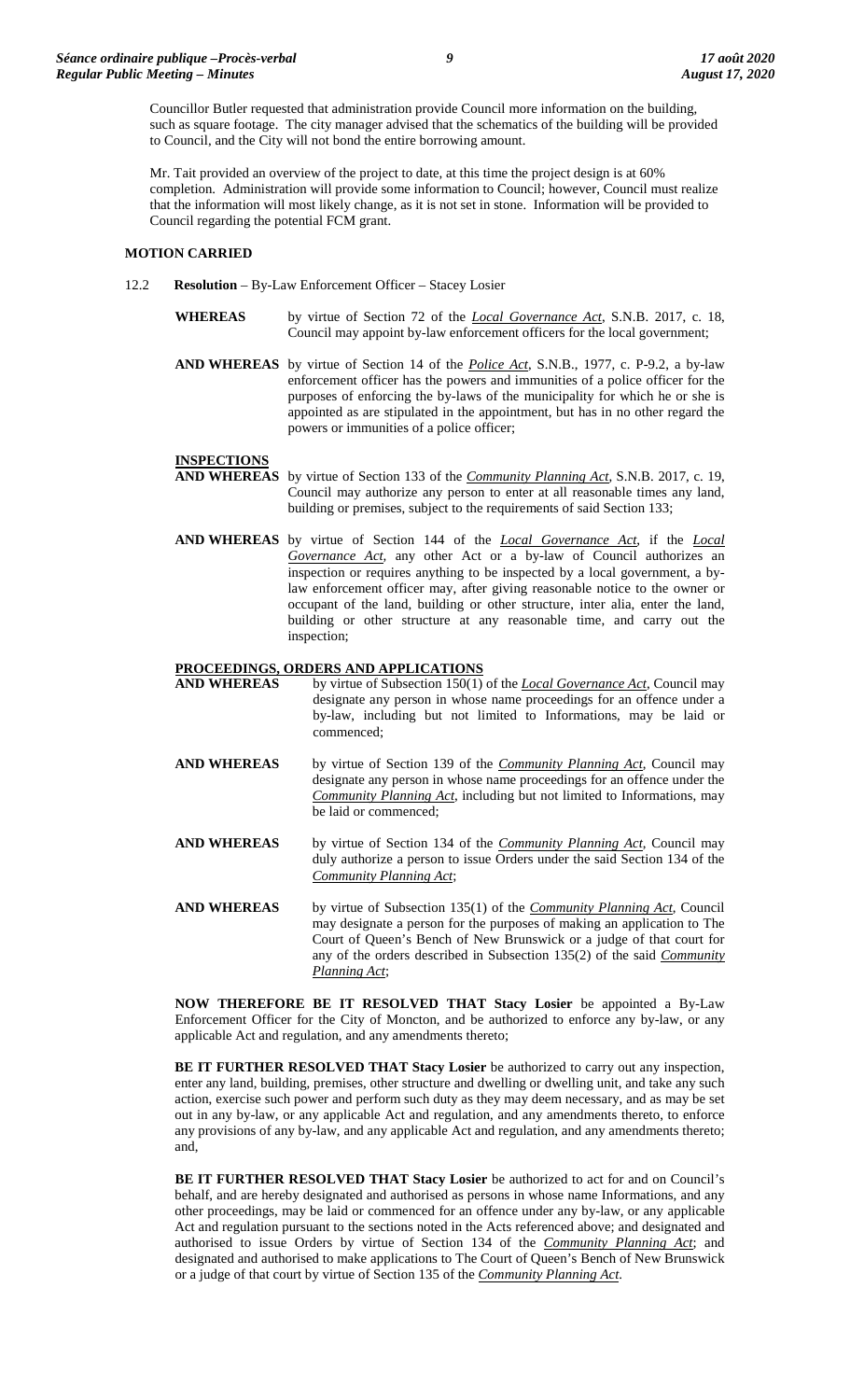Councillor Butler requested that administration provide Council more information on the building, such as square footage. The city manager advised that the schematics of the building will be provided to Council, and the City will not bond the entire borrowing amount.

Mr. Tait provided an overview of the project to date, at this time the project design is at 60% completion. Administration will provide some information to Council; however, Council must realize that the information will most likely change, as it is not set in stone. Information will be provided to Council regarding the potential FCM grant.

**MOTION CARRIED**

12.2 **Resolution** – By-Law Enforcement Officer – Stacey Losier

**WHEREAS** by virtue of Section 72 of the *Local Governance Act*, S.N.B. 2017, c. 18, Council may appoint by-law enforcement officers for the local government;

**AND WHEREAS** by virtue of Section 14 of the *Police Act*, S.N.B., 1977, c. P-9.2, a by-law enforcement officer has the powers and immunities of a police officer for the purposes of enforcing the by-laws of the municipality for which he or she is appointed as are stipulated in the appointment, but has in no other regard the powers or immunities of a police officer;

**INSPECTIONS**

**AND WHEREAS** by virtue of Section 133 of the *Community Planning Act*, S.N.B. 2017, c. 19, Council may authorize any person to enter at all reasonable times any land, building or premises, subject to the requirements of said Section 133;

**AND WHEREAS** by virtue of Section 144 of the *Local Governance Act*, if the *Local Governance Act*, any other Act or a by-law of Council authorizes an inspection or requires anything to be inspected by a local government, a by-law enforcement officer may, after giving reasonable notice to the owner or occupant of the land, building or other structure, inter alia, enter the land, building or other structure at any reasonable time, and carry out the inspection;

**PROCEEDINGS, ORDERS AND APPLICATIONS**

**AND WHEREAS** by virtue of Subsection 150(1) of the *Local Governance Act*, Council may designate any person in whose name proceedings for an offence under a by-law, including but not limited to Informations, may be laid or commenced;

**AND WHEREAS** by virtue of Section 139 of the *Community Planning Act*, Council may designate any person in whose name proceedings for an offence under the *Community Planning Act*, including but not limited to Informations, may be laid or commenced;

**AND WHEREAS** by virtue of Section 134 of the *Community Planning Act*, Council may duly authorize a person to issue Orders under the said Section 134 of the *Community Planning Act*;

**AND WHEREAS** by virtue of Subsection 135(1) of the *Community Planning Act*, Council may designate a person for the purposes of making an application to The Court of Queen's Bench of New Brunswick or a judge of that court for any of the orders described in Subsection 135(2) of the said *Community Planning Act*;

**NOW THEREFORE BE IT RESOLVED THAT Stacy Losier** be appointed a By-Law Enforcement Officer for the City of Moncton, and be authorized to enforce any by-law, or any applicable Act and regulation, and any amendments thereto;

**BE IT FURTHER RESOLVED THAT Stacy Losier** be authorized to carry out any inspection, enter any land, building, premises, other structure and dwelling or dwelling unit, and take any such action, exercise such power and perform such duty as they may deem necessary, and as may be set out in any by-law, or any applicable Act and regulation, and any amendments thereto, to enforce any provisions of any by-law, and any applicable Act and regulation, and any amendments thereto; and,

**BE IT FURTHER RESOLVED THAT Stacy Losier** be authorized to act for and on Council's behalf, and are hereby designated and authorised as persons in whose name Informations, and any other proceedings, may be laid or commenced for an offence under any by-law, or any applicable Act and regulation pursuant to the sections noted in the Acts referenced above; and designated and authorised to issue Orders by virtue of Section 134 of the *Community Planning Act*; and designated and authorised to make applications to The Court of Queen's Bench of New Brunswick or a judge of that court by virtue of Section 135 of the *Community Planning Act*.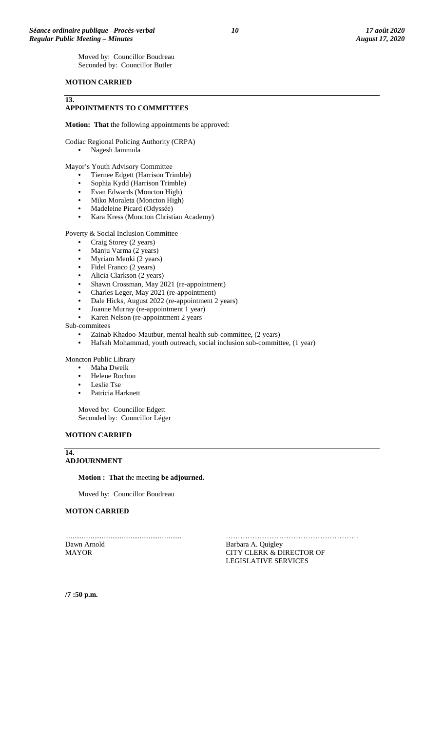Moved by: Councillor Boudreau
Seconded by: Councillor Butler

**MOTION CARRIED**

## 13. APPOINTMENTS TO COMMITTEES

**Motion: That** the following appointments be approved:

Codiac Regional Policing Authority (CRPA)

- Nagesh Jammula

Mayor's Youth Advisory Committee

- Tiernee Edgett (Harrison Trimble)
- Sophia Kydd (Harrison Trimble)
- Evan Edwards (Moncton High)
- Miko Moraleta (Moncton High)
- Madeleine Picard (Odyssée)
- Kara Kress (Moncton Christian Academy)

Poverty & Social Inclusion Committee

- Craig Storey (2 years)
- Manju Varma (2 years)
- Myriam Menki (2 years)
- Fidel Franco (2 years)
- Alicia Clarkson (2 years)
- Shawn Crossman, May 2021 (re-appointment)
- Charles Leger, May 2021 (re-appointment)
- Dale Hicks, August 2022 (re-appointment 2 years)
- Joanne Murray (re-appointment 1 year)
- Karen Nelson (re-appointment 2 years

Sub-commitees

- Zainab Khadoo-Mautbur, mental health sub-committee, (2 years)
- Hafsah Mohammad, youth outreach, social inclusion sub-committee, (1 year)

Moncton Public Library

- Maha Dweik
- Helene Rochon
- Leslie Tse
- Patricia Harknett

Moved by: Councillor Edgett
Seconded by: Councillor Léger

**MOTION CARRIED**

## 14. ADJOURNMENT

**Motion : That** the meeting **be adjourned.**

Moved by: Councillor Boudreau

**MOTON CARRIED**

| | |
|---|---|
| ............................................................... | ………………………………………………. |
| Dawn Arnold | Barbara A. Quigley |
| MAYOR | CITY CLERK & DIRECTOR OF LEGISLATIVE SERVICES |

**/7 :50 p.m.**